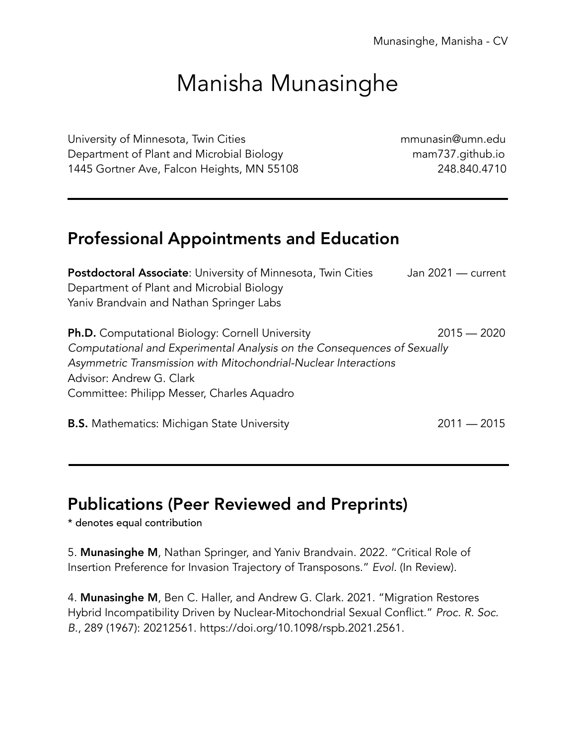# Manisha Munasinghe

University of Minnesota, Twin Cities
Department of Plant and Microbial Biology
1445 Gortner Ave, Falcon Heights, MN 55108

mmunasin@umn.edu
mam737.github.io
248.840.4710

---

## Professional Appointments and Education

**Postdoctoral Associate**: University of Minnesota, Twin Cities — Jan 2021 — current
Department of Plant and Microbial Biology
Yaniv Brandvain and Nathan Springer Labs

**Ph.D.** Computational Biology: Cornell University — 2015 — 2020
*Computational and Experimental Analysis on the Consequences of Sexually Asymmetric Transmission with Mitochondrial-Nuclear Interactions*
Advisor: Andrew G. Clark
Committee: Philipp Messer, Charles Aquadro

**B.S.** Mathematics: Michigan State University — 2011 — 2015

---

## Publications (Peer Reviewed and Preprints)

\* denotes equal contribution

5. **Munasinghe M**, Nathan Springer, and Yaniv Brandvain. 2022. "Critical Role of Insertion Preference for Invasion Trajectory of Transposons." *Evol*. (In Review).

4. **Munasinghe M**, Ben C. Haller, and Andrew G. Clark. 2021. "Migration Restores Hybrid Incompatibility Driven by Nuclear-Mitochondrial Sexual Conflict." *Proc. R. Soc. B.*, 289 (1967): 20212561. https://doi.org/10.1098/rspb.2021.2561.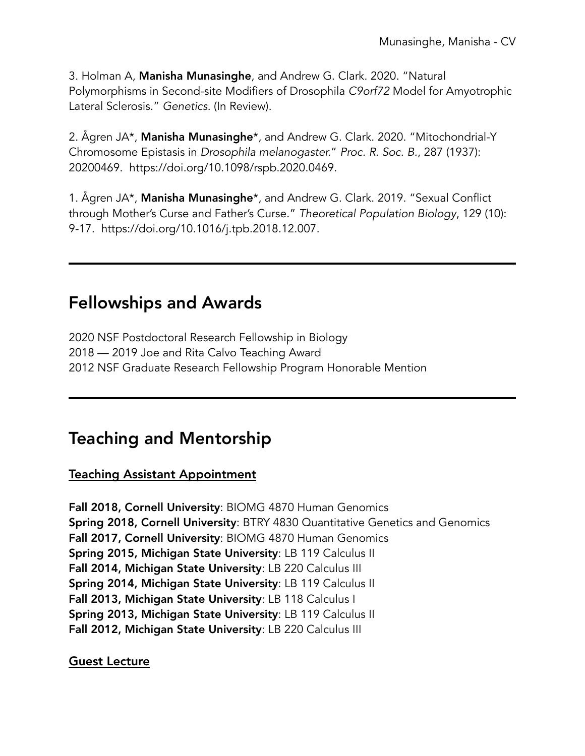3. Holman A, **Manisha Munasinghe**, and Andrew G. Clark. 2020. "Natural Polymorphisms in Second-site Modifiers of Drosophila *C9orf72* Model for Amyotrophic Lateral Sclerosis." *Genetics*. (In Review).

2. Ågren JA*, **Manisha Munasinghe***, and Andrew G. Clark. 2020. "Mitochondrial-Y Chromosome Epistasis in *Drosophila melanogaster*." *Proc. R. Soc. B.*, 287 (1937): 20200469. https://doi.org/10.1098/rspb.2020.0469.

1. Ågren JA*, **Manisha Munasinghe***, and Andrew G. Clark. 2019. "Sexual Conflict through Mother's Curse and Father's Curse." *Theoretical Population Biology*, 129 (10): 9-17. https://doi.org/10.1016/j.tpb.2018.12.007.

---

## Fellowships and Awards

2020 NSF Postdoctoral Research Fellowship in Biology
2018 — 2019 Joe and Rita Calvo Teaching Award
2012 NSF Graduate Research Fellowship Program Honorable Mention

---

## Teaching and Mentorship

### Teaching Assistant Appointment

**Fall 2018, Cornell University**: BIOMG 4870 Human Genomics
**Spring 2018, Cornell University**: BTRY 4830 Quantitative Genetics and Genomics
**Fall 2017, Cornell University**: BIOMG 4870 Human Genomics
**Spring 2015, Michigan State University**: LB 119 Calculus II
**Fall 2014, Michigan State University**: LB 220 Calculus III
**Spring 2014, Michigan State University**: LB 119 Calculus II
**Fall 2013, Michigan State University**: LB 118 Calculus I
**Spring 2013, Michigan State University**: LB 119 Calculus II
**Fall 2012, Michigan State University**: LB 220 Calculus III

### Guest Lecture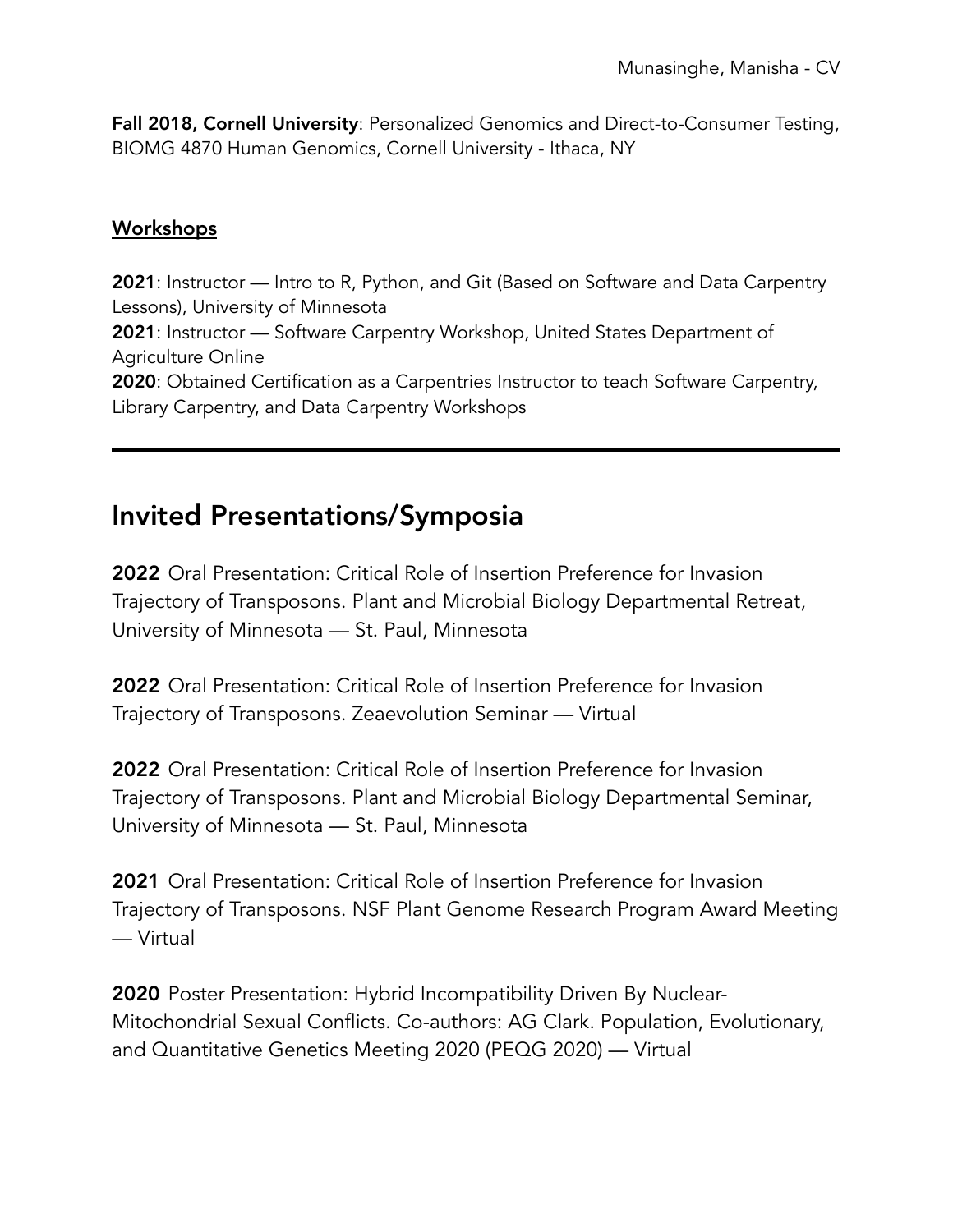**Fall 2018, Cornell University**: Personalized Genomics and Direct-to-Consumer Testing, BIOMG 4870 Human Genomics, Cornell University - Ithaca, NY

### Workshops

**2021**: Instructor — Intro to R, Python, and Git (Based on Software and Data Carpentry Lessons), University of Minnesota
**2021**: Instructor — Software Carpentry Workshop, United States Department of Agriculture Online
**2020**: Obtained Certification as a Carpentries Instructor to teach Software Carpentry, Library Carpentry, and Data Carpentry Workshops

---

## Invited Presentations/Symposia

**2022** Oral Presentation: Critical Role of Insertion Preference for Invasion Trajectory of Transposons. Plant and Microbial Biology Departmental Retreat, University of Minnesota — St. Paul, Minnesota

**2022** Oral Presentation: Critical Role of Insertion Preference for Invasion Trajectory of Transposons. Zeaevolution Seminar — Virtual

**2022** Oral Presentation: Critical Role of Insertion Preference for Invasion Trajectory of Transposons. Plant and Microbial Biology Departmental Seminar, University of Minnesota — St. Paul, Minnesota

**2021** Oral Presentation: Critical Role of Insertion Preference for Invasion Trajectory of Transposons. NSF Plant Genome Research Program Award Meeting — Virtual

**2020** Poster Presentation: Hybrid Incompatibility Driven By Nuclear-Mitochondrial Sexual Conflicts. Co-authors: AG Clark. Population, Evolutionary, and Quantitative Genetics Meeting 2020 (PEQG 2020) — Virtual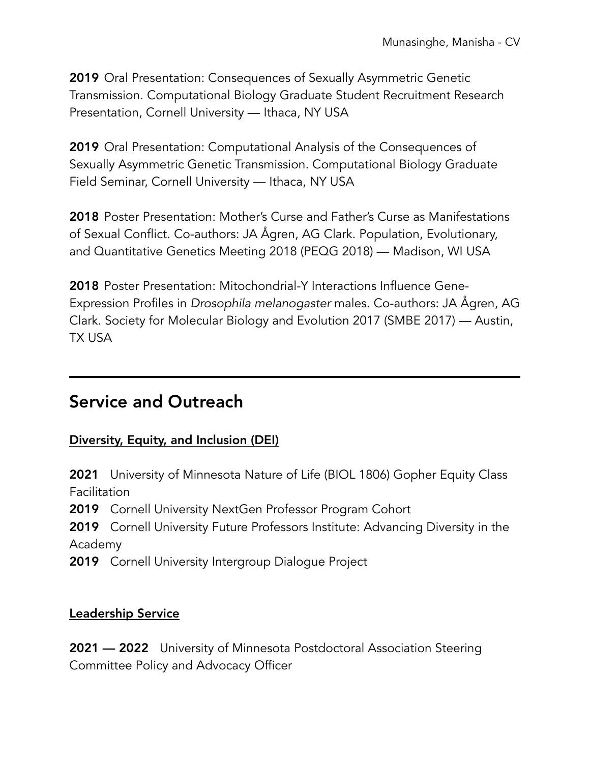**2019** Oral Presentation: Consequences of Sexually Asymmetric Genetic Transmission. Computational Biology Graduate Student Recruitment Research Presentation, Cornell University — Ithaca, NY USA

**2019** Oral Presentation: Computational Analysis of the Consequences of Sexually Asymmetric Genetic Transmission. Computational Biology Graduate Field Seminar, Cornell University — Ithaca, NY USA

**2018** Poster Presentation: Mother's Curse and Father's Curse as Manifestations of Sexual Conflict. Co-authors: JA Ågren, AG Clark. Population, Evolutionary, and Quantitative Genetics Meeting 2018 (PEQG 2018) — Madison, WI USA

**2018** Poster Presentation: Mitochondrial-Y Interactions Influence Gene-Expression Profiles in *Drosophila melanogaster* males. Co-authors: JA Ågren, AG Clark. Society for Molecular Biology and Evolution 2017 (SMBE 2017) — Austin, TX USA

---

## Service and Outreach

### Diversity, Equity, and Inclusion (DEI)

**2021** University of Minnesota Nature of Life (BIOL 1806) Gopher Equity Class Facilitation
**2019** Cornell University NextGen Professor Program Cohort
**2019** Cornell University Future Professors Institute: Advancing Diversity in the Academy
**2019** Cornell University Intergroup Dialogue Project

### Leadership Service

**2021 — 2022** University of Minnesota Postdoctoral Association Steering Committee Policy and Advocacy Officer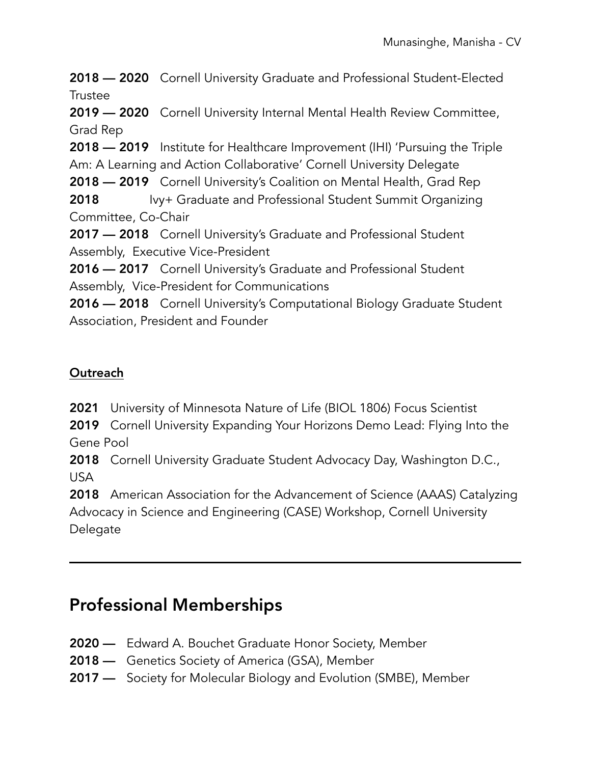**2018 — 2020** Cornell University Graduate and Professional Student-Elected Trustee

**2019 — 2020** Cornell University Internal Mental Health Review Committee, Grad Rep

**2018 — 2019** Institute for Healthcare Improvement (IHI) 'Pursuing the Triple Am: A Learning and Action Collaborative' Cornell University Delegate

**2018 — 2019** Cornell University's Coalition on Mental Health, Grad Rep

**2018** Ivy+ Graduate and Professional Student Summit Organizing Committee, Co-Chair

**2017 — 2018** Cornell University's Graduate and Professional Student Assembly, Executive Vice-President

**2016 — 2017** Cornell University's Graduate and Professional Student Assembly, Vice-President for Communications

**2016 — 2018** Cornell University's Computational Biology Graduate Student Association, President and Founder

**Outreach**

**2021** University of Minnesota Nature of Life (BIOL 1806) Focus Scientist

**2019** Cornell University Expanding Your Horizons Demo Lead: Flying Into the Gene Pool

**2018** Cornell University Graduate Student Advocacy Day, Washington D.C., USA

**2018** American Association for the Advancement of Science (AAAS) Catalyzing Advocacy in Science and Engineering (CASE) Workshop, Cornell University Delegate

---

## Professional Memberships

**2020 —** Edward A. Bouchet Graduate Honor Society, Member

**2018 —** Genetics Society of America (GSA), Member

**2017 —** Society for Molecular Biology and Evolution (SMBE), Member